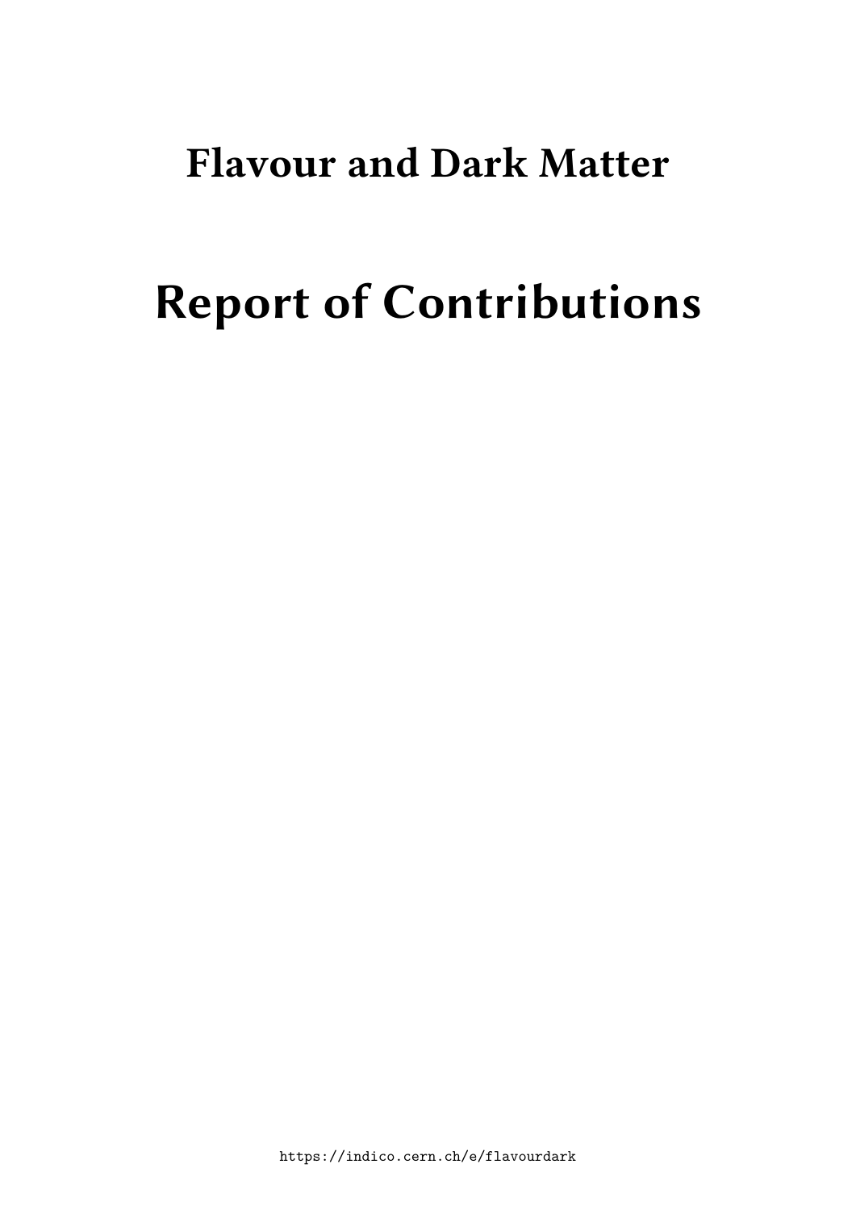# Flavour and Dark Matter

# Report of Contributions

https://indico.cern.ch/e/flavourdark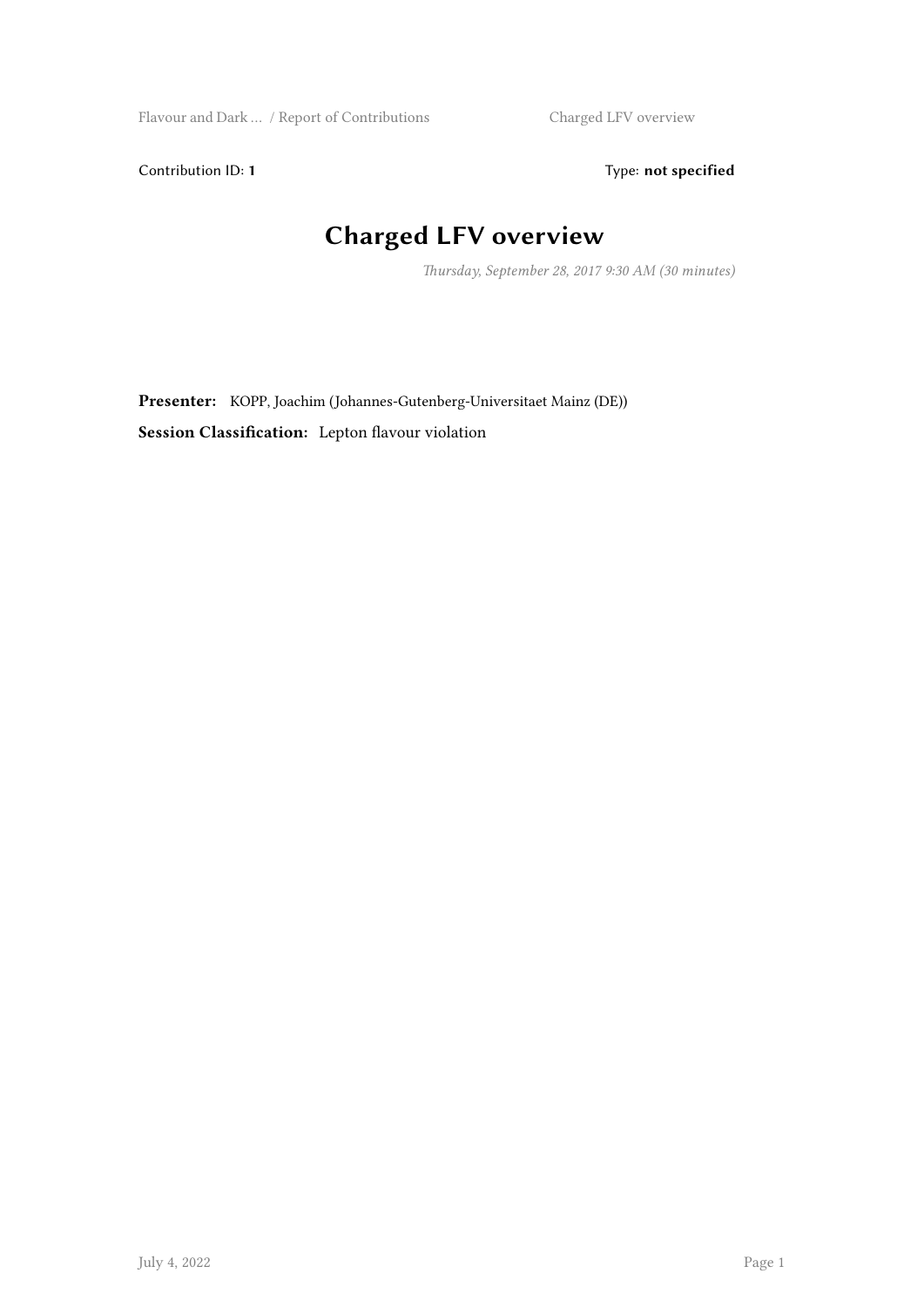Contribution ID: **1**

Type: **not specified**

# Charged LFV overview

*Thursday, September 28, 2017 9:30 AM (30 minutes)*

**Presenter:** KOPP, Joachim (Johannes-Gutenberg-Universitaet Mainz (DE))

**Session Classification:** Lepton flavour violation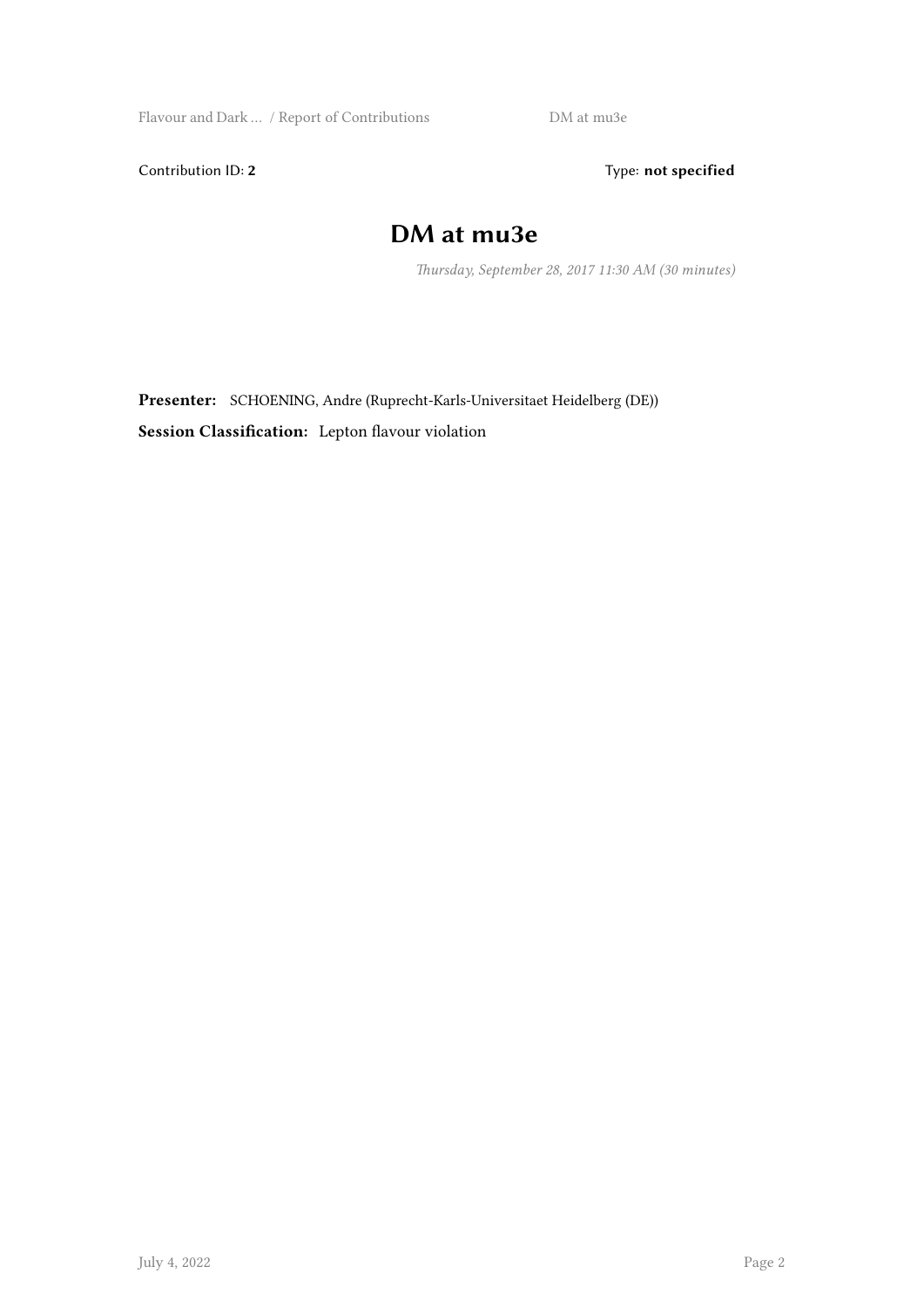Contribution ID: **2** Type: **not specified**

# DM at mu3e

*Thursday, September 28, 2017 11:30 AM (30 minutes)*

**Presenter:** SCHOENING, Andre (Ruprecht-Karls-Universitaet Heidelberg (DE))

**Session Classification:** Lepton flavour violation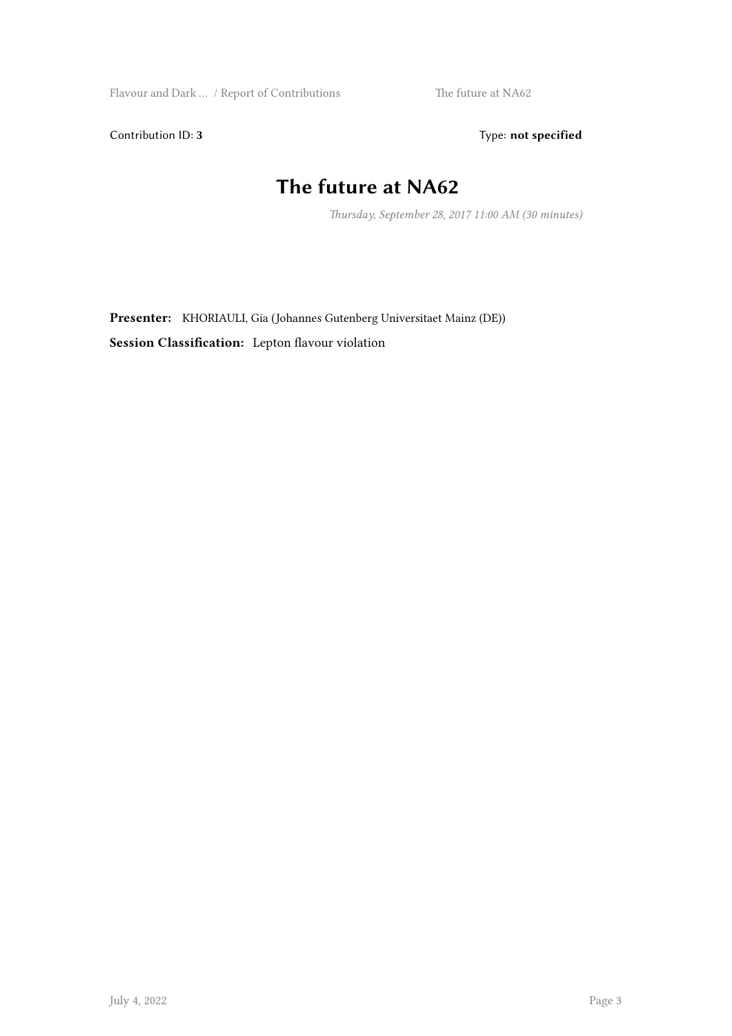Contribution ID: **3** Type: **not specified**

# The future at NA62

*Thursday, September 28, 2017 11:00 AM (30 minutes)*

**Presenter:** KHORIAULI, Gia (Johannes Gutenberg Universitaet Mainz (DE))

**Session Classification:** Lepton flavour violation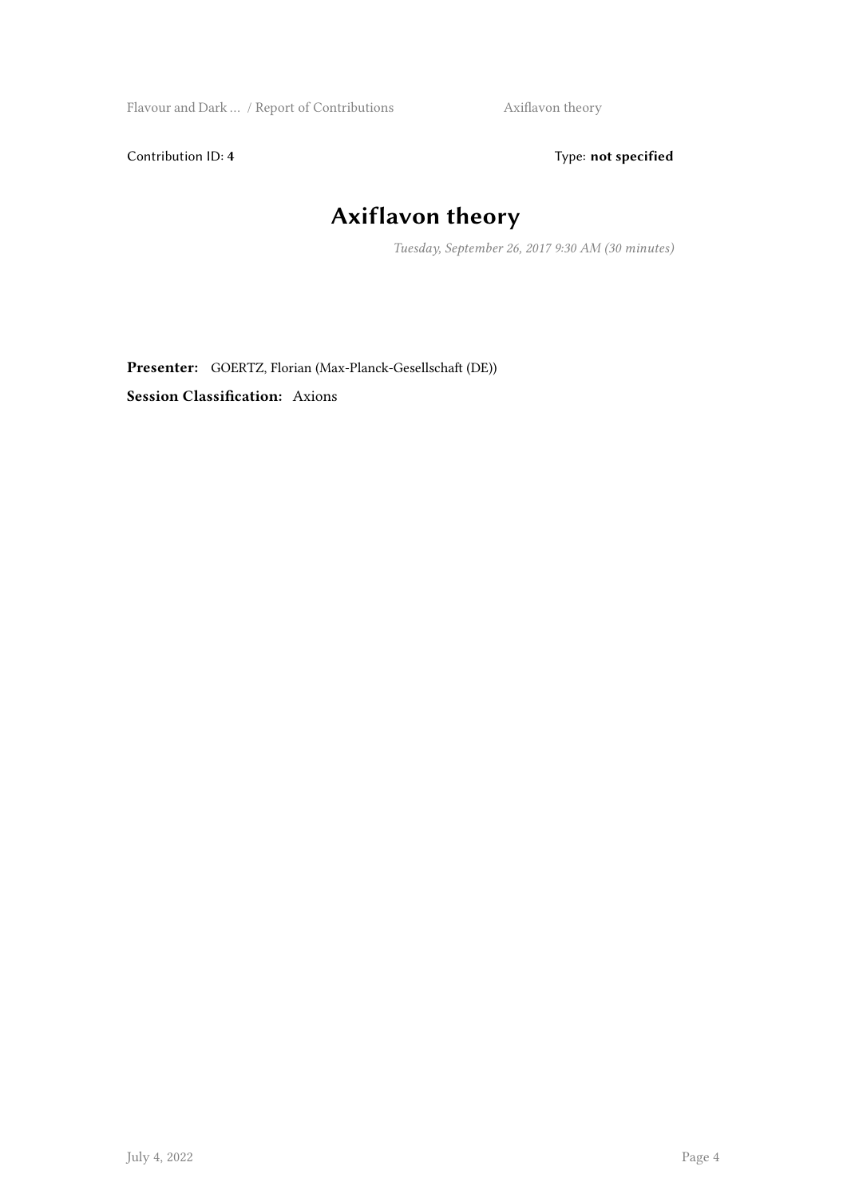Contribution ID: **4** Type: **not specified**

# Axiflavon theory

*Tuesday, September 26, 2017 9:30 AM (30 minutes)*

**Presenter:** GOERTZ, Florian (Max-Planck-Gesellschaft (DE))

**Session Classification:** Axions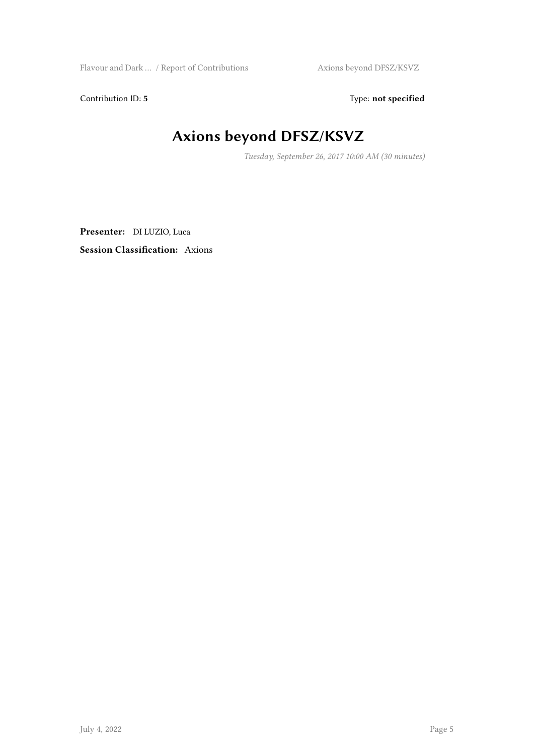Contribution ID: **5** Type: **not specified**

# Axions beyond DFSZ/KSVZ

*Tuesday, September 26, 2017 10:00 AM (30 minutes)*

**Presenter:** DI LUZIO, Luca

**Session Classification:** Axions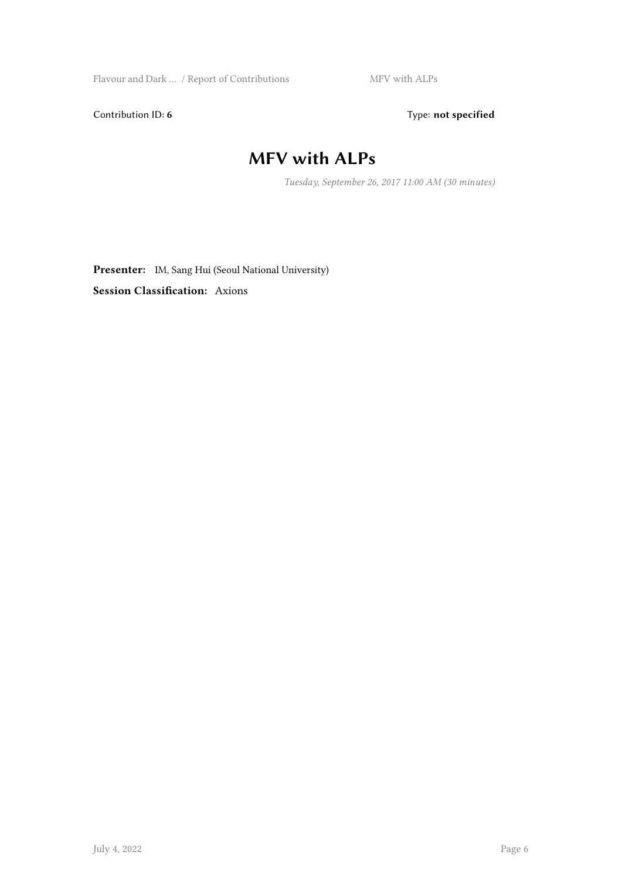Contribution ID: **6** Type: **not specified**

# MFV with ALPs

*Tuesday, September 26, 2017 11:00 AM (30 minutes)*

**Presenter:** IM, Sang Hui (Seoul National University)

**Session Classification:** Axions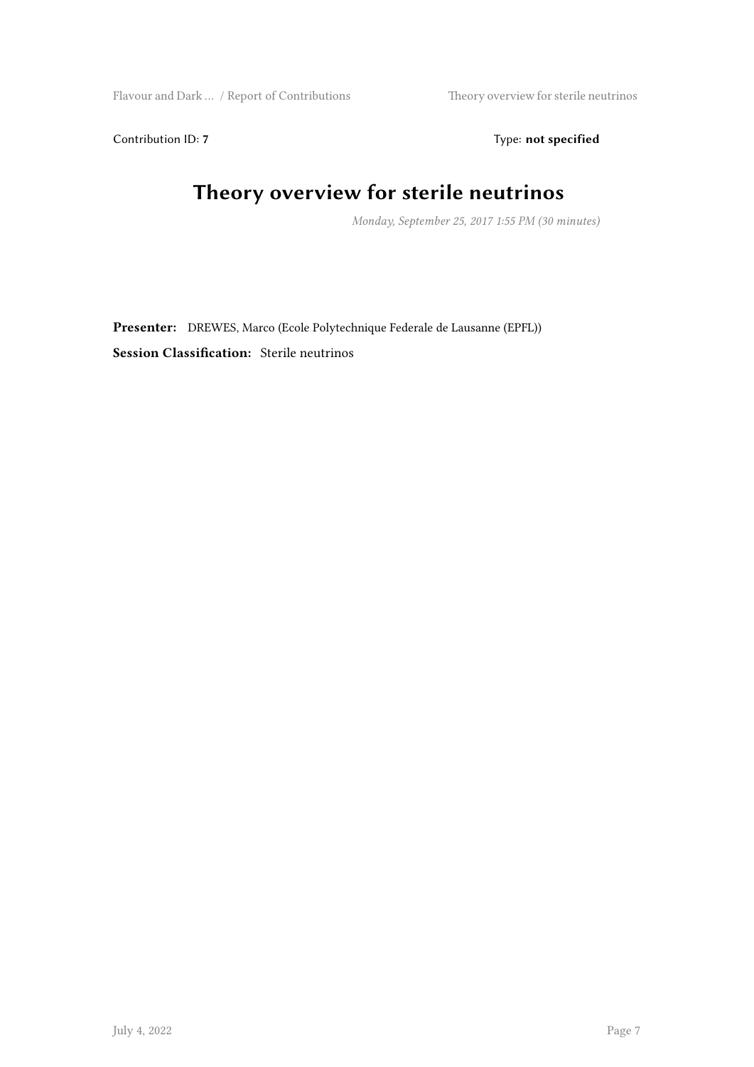Contribution ID: **7** Type: **not specified**

# Theory overview for sterile neutrinos

*Monday, September 25, 2017 1:55 PM (30 minutes)*

**Presenter:** DREWES, Marco (Ecole Polytechnique Federale de Lausanne (EPFL))

**Session Classification:** Sterile neutrinos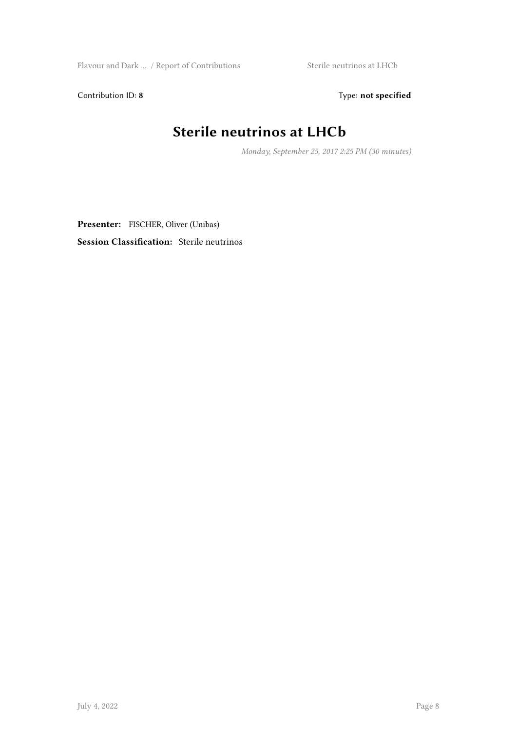Contribution ID: **8** Type: **not specified**

# Sterile neutrinos at LHCb

*Monday, September 25, 2017 2:25 PM (30 minutes)*

**Presenter:** FISCHER, Oliver (Unibas)

**Session Classification:** Sterile neutrinos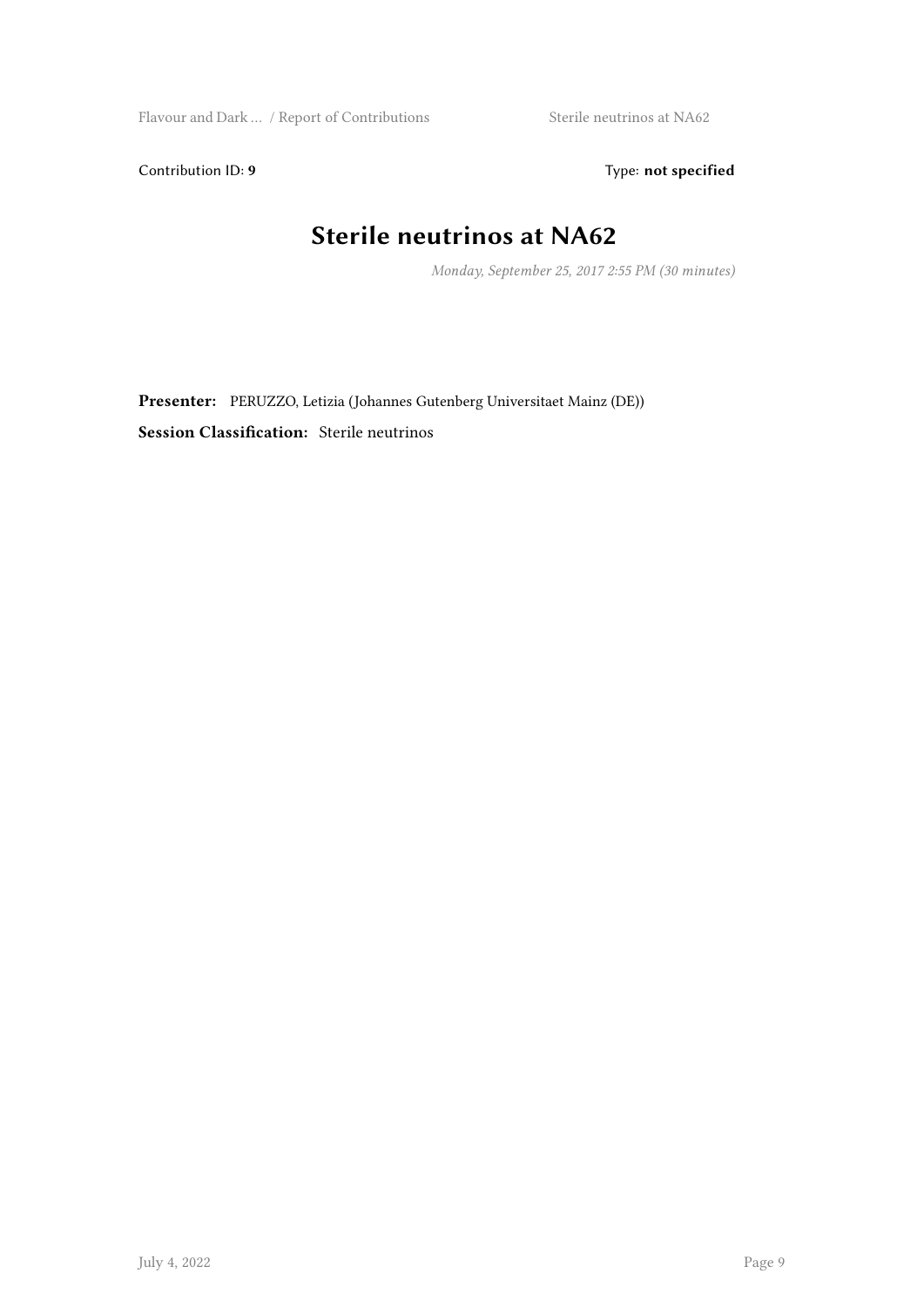Contribution ID: **9** Type: **not specified**

# Sterile neutrinos at NA62

*Monday, September 25, 2017 2:55 PM (30 minutes)*

**Presenter:** PERUZZO, Letizia (Johannes Gutenberg Universitaet Mainz (DE))

**Session Classification:** Sterile neutrinos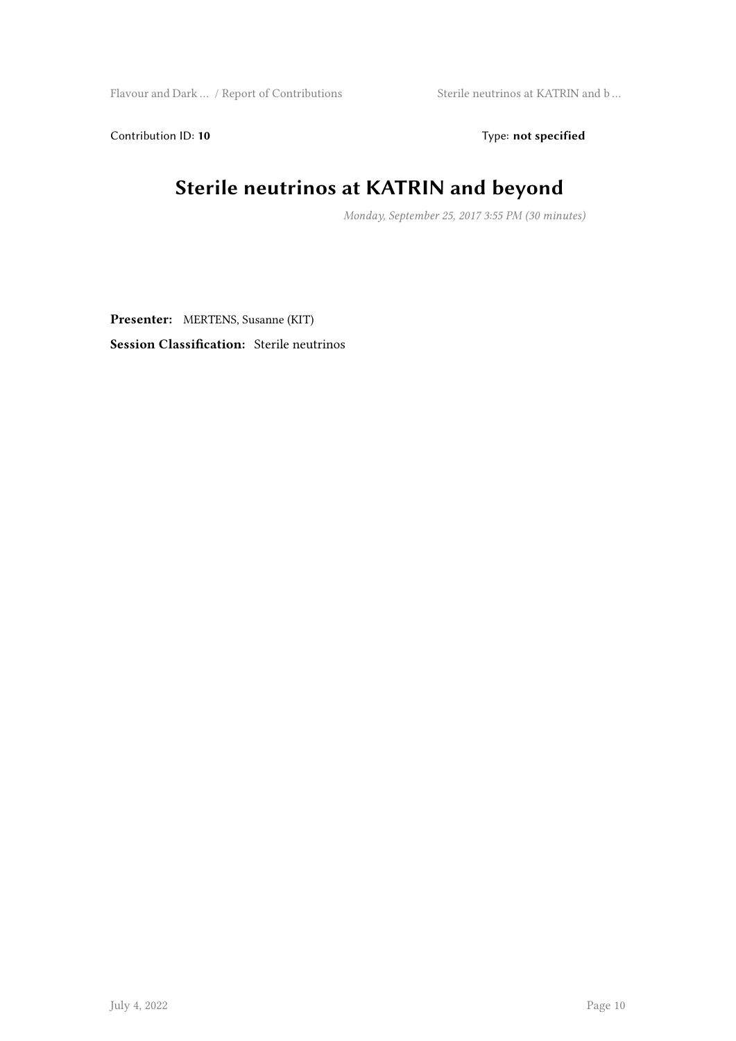Contribution ID: **10** Type: **not specified**

# Sterile neutrinos at KATRIN and beyond

*Monday, September 25, 2017 3:55 PM (30 minutes)*

**Presenter:** MERTENS, Susanne (KIT)

**Session Classification:** Sterile neutrinos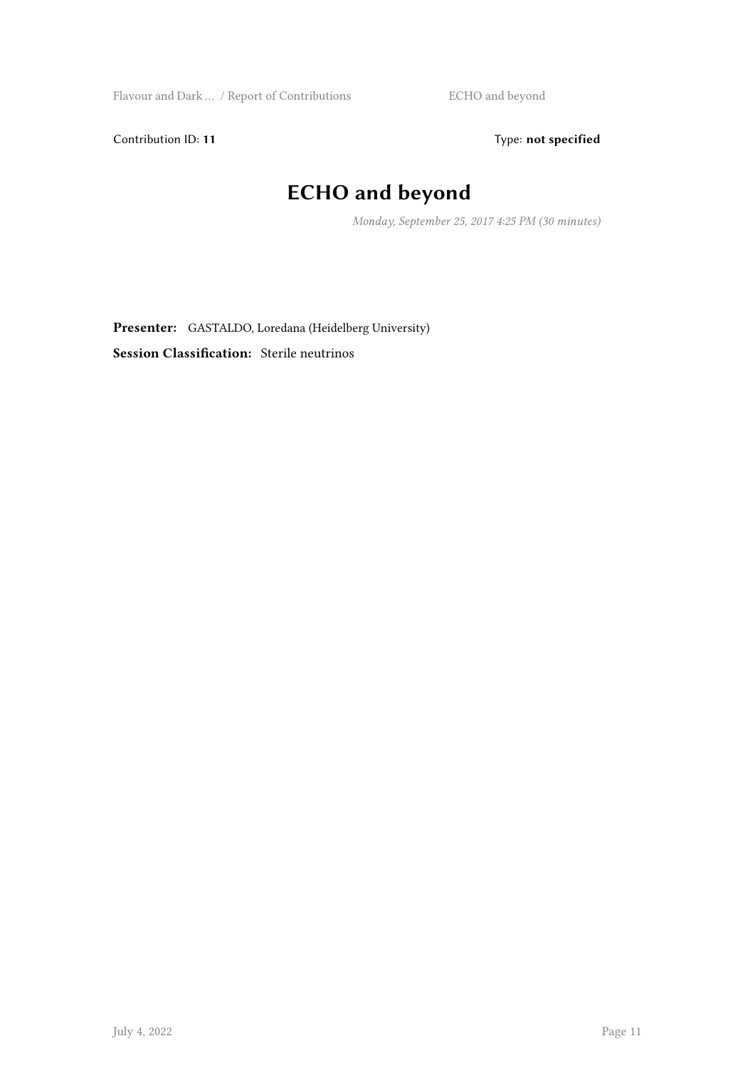Contribution ID: **11** Type: **not specified**

# ECHO and beyond

*Monday, September 25, 2017 4:25 PM (30 minutes)*

**Presenter:** GASTALDO, Loredana (Heidelberg University)

**Session Classification:** Sterile neutrinos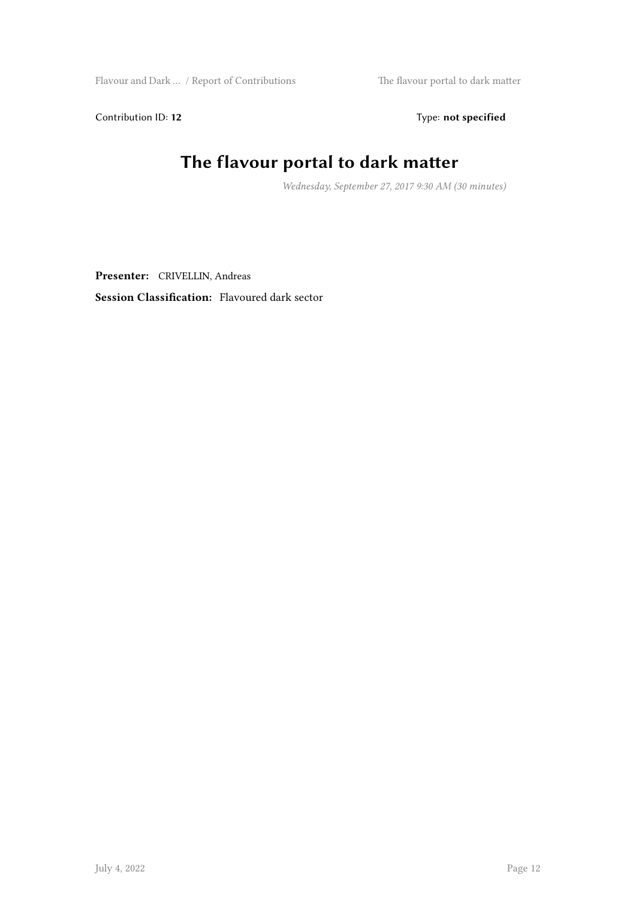Contribution ID: **12** Type: **not specified**

# The flavour portal to dark matter

*Wednesday, September 27, 2017 9:30 AM (30 minutes)*

**Presenter:** CRIVELLIN, Andreas

**Session Classification:** Flavoured dark sector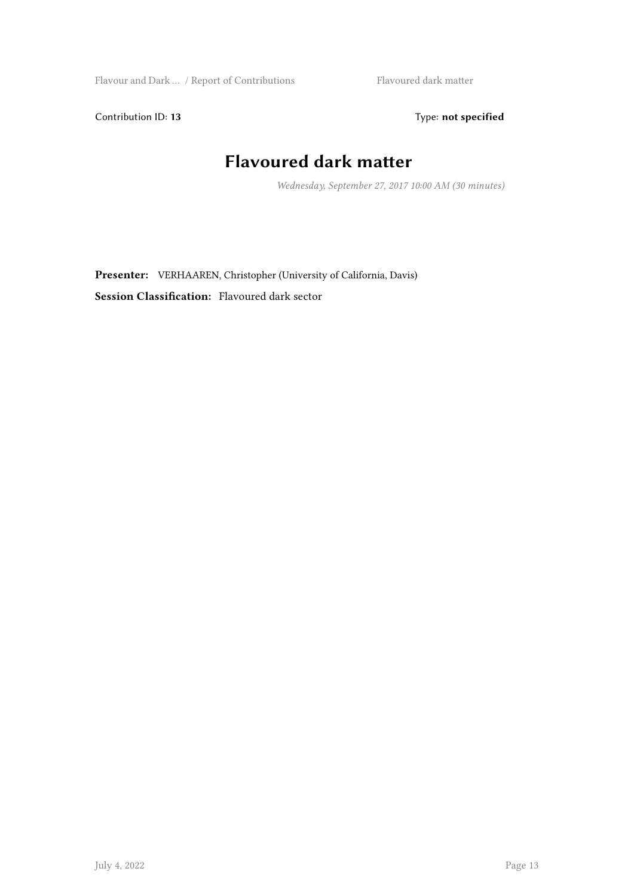Contribution ID: **13** Type: **not specified**

# Flavoured dark matter

*Wednesday, September 27, 2017 10:00 AM (30 minutes)*

**Presenter:** VERHAAREN, Christopher (University of California, Davis)

**Session Classification:** Flavoured dark sector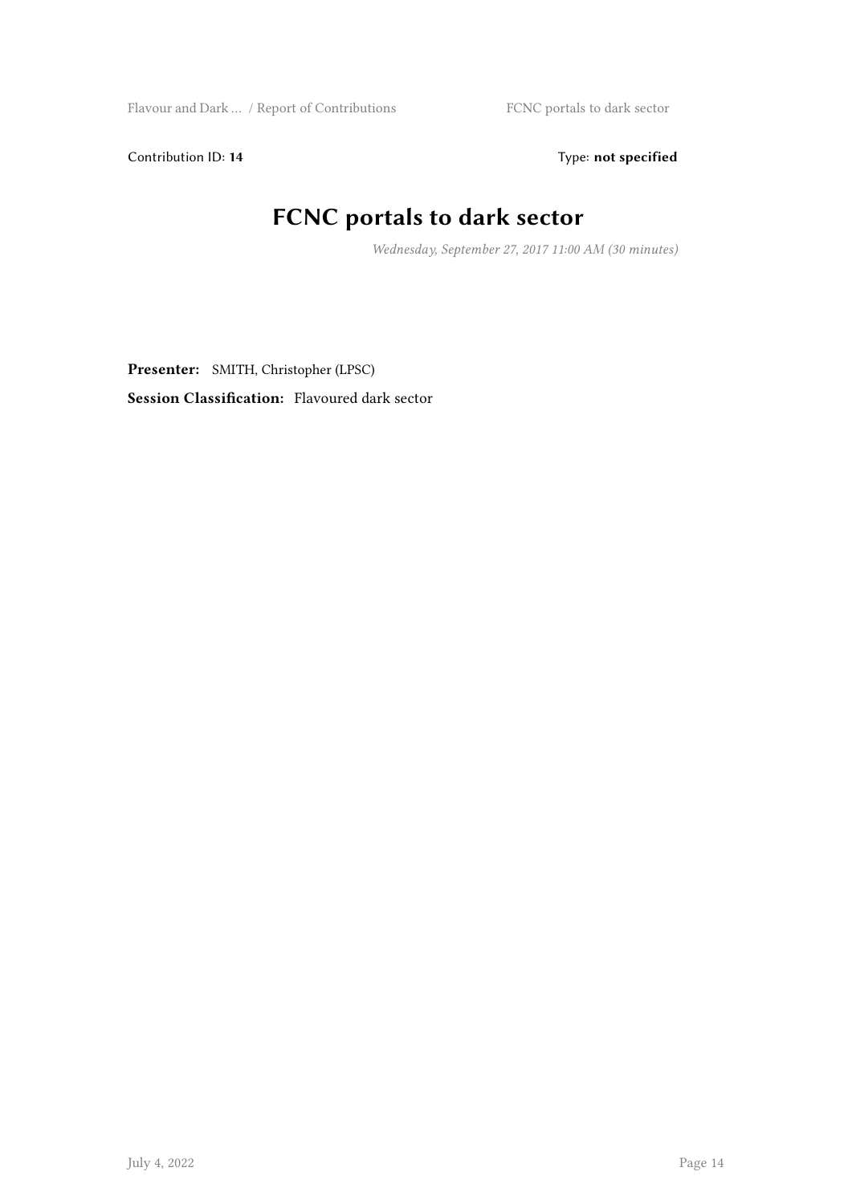Contribution ID: **14** Type: **not specified**

# FCNC portals to dark sector

*Wednesday, September 27, 2017 11:00 AM (30 minutes)*

**Presenter:** SMITH, Christopher (LPSC)

**Session Classification:** Flavoured dark sector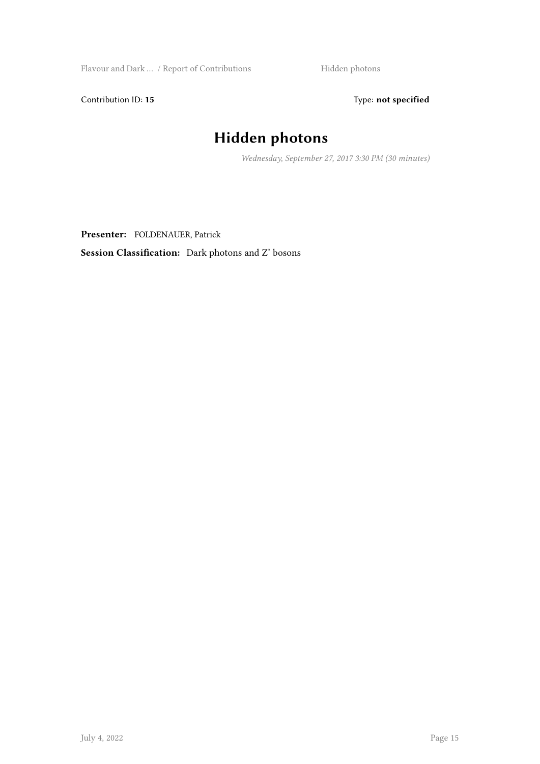Contribution ID: **15** Type: **not specified**

# Hidden photons

*Wednesday, September 27, 2017 3:30 PM (30 minutes)*

**Presenter:** FOLDENAUER, Patrick

**Session Classification:** Dark photons and Z' bosons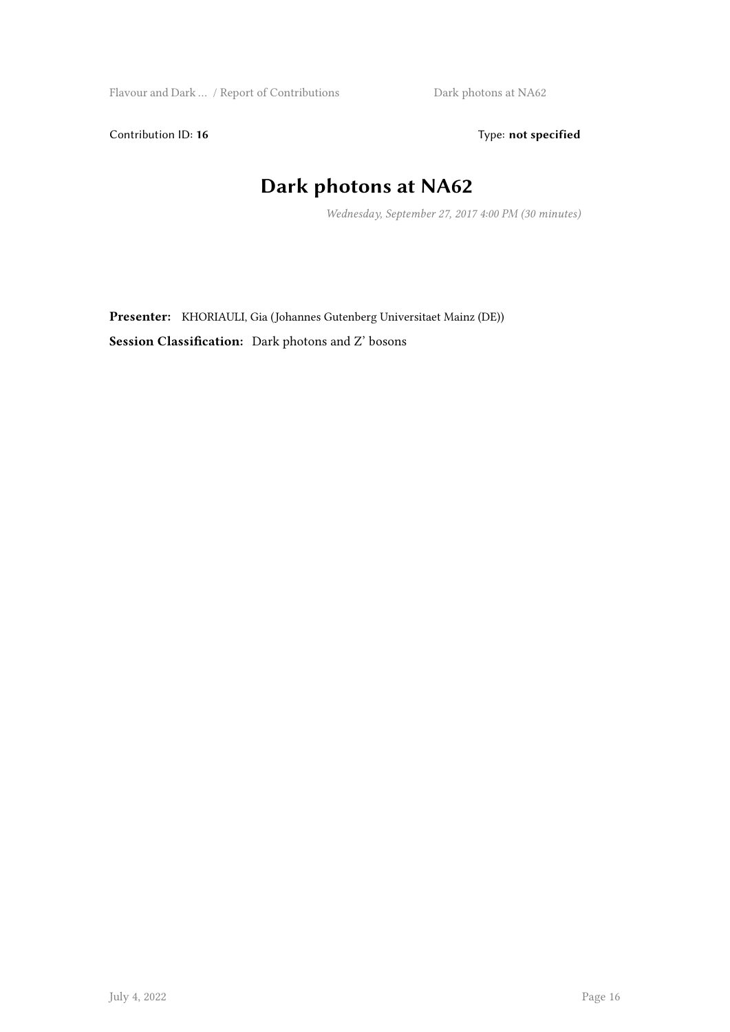Contribution ID: **16** Type: **not specified**

# Dark photons at NA62

*Wednesday, September 27, 2017 4:00 PM (30 minutes)*

**Presenter:** KHORIAULI, Gia (Johannes Gutenberg Universitaet Mainz (DE))

**Session Classification:** Dark photons and Z' bosons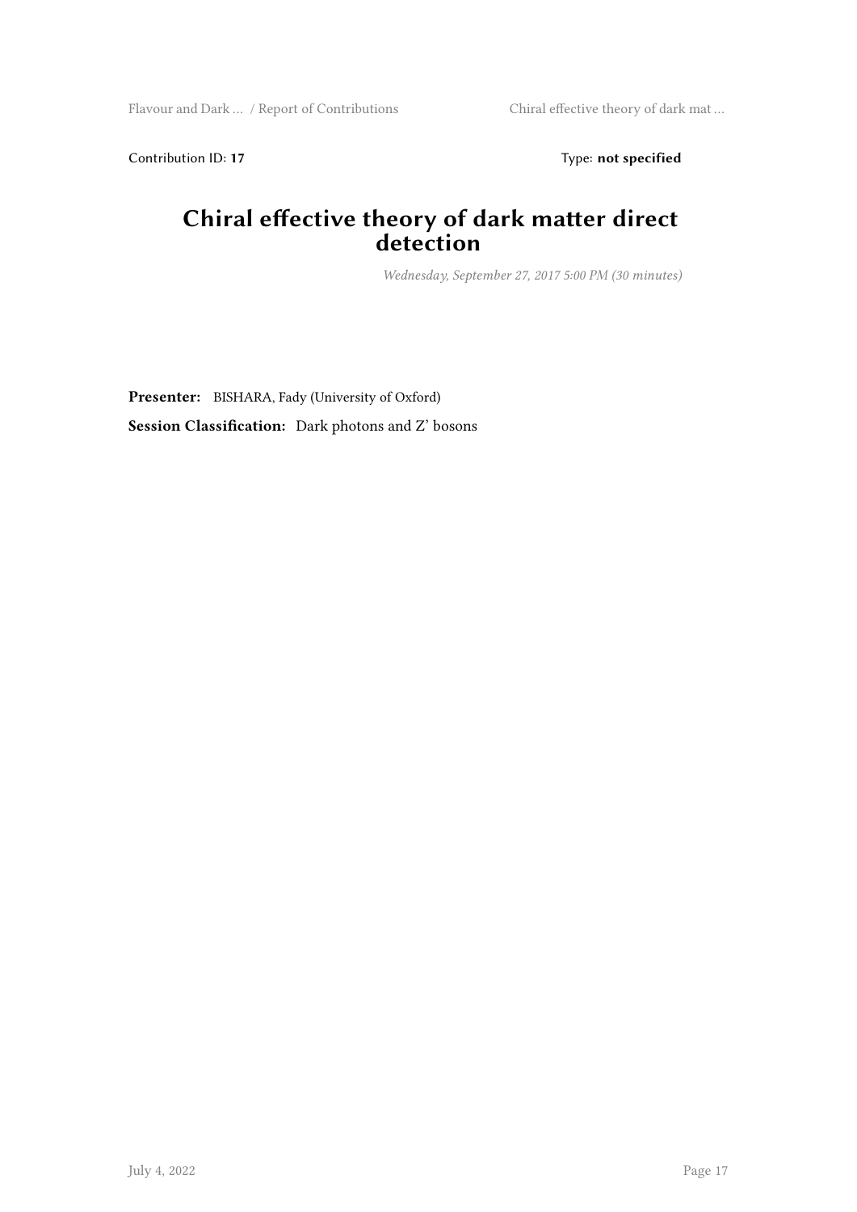Contribution ID: **17** Type: **not specified**

# Chiral effective theory of dark matter direct detection

*Wednesday, September 27, 2017 5:00 PM (30 minutes)*

**Presenter:** BISHARA, Fady (University of Oxford)

**Session Classification:** Dark photons and Z' bosons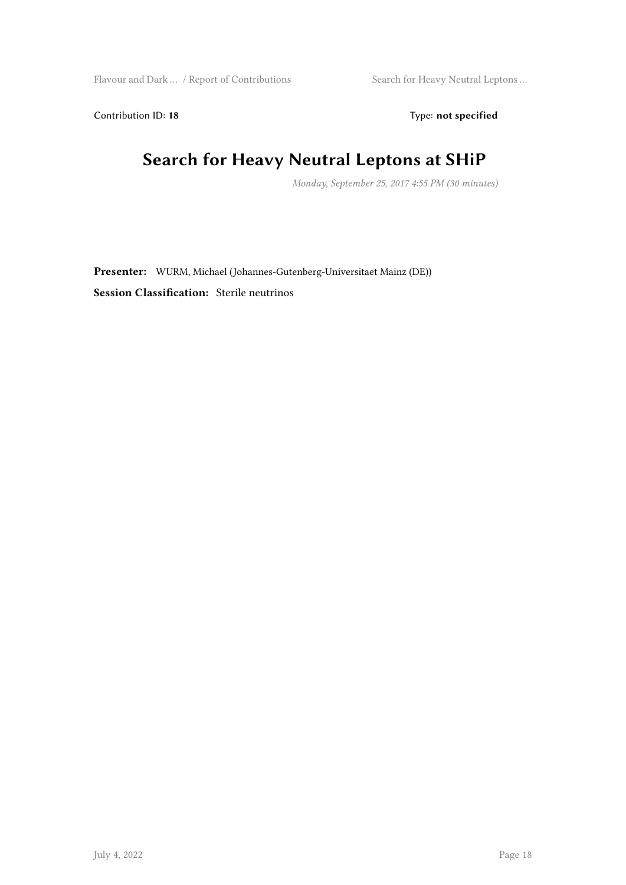Contribution ID: **18** Type: **not specified**

# Search for Heavy Neutral Leptons at SHiP

*Monday, September 25, 2017 4:55 PM (30 minutes)*

**Presenter:** WURM, Michael (Johannes-Gutenberg-Universitaet Mainz (DE))

**Session Classification:** Sterile neutrinos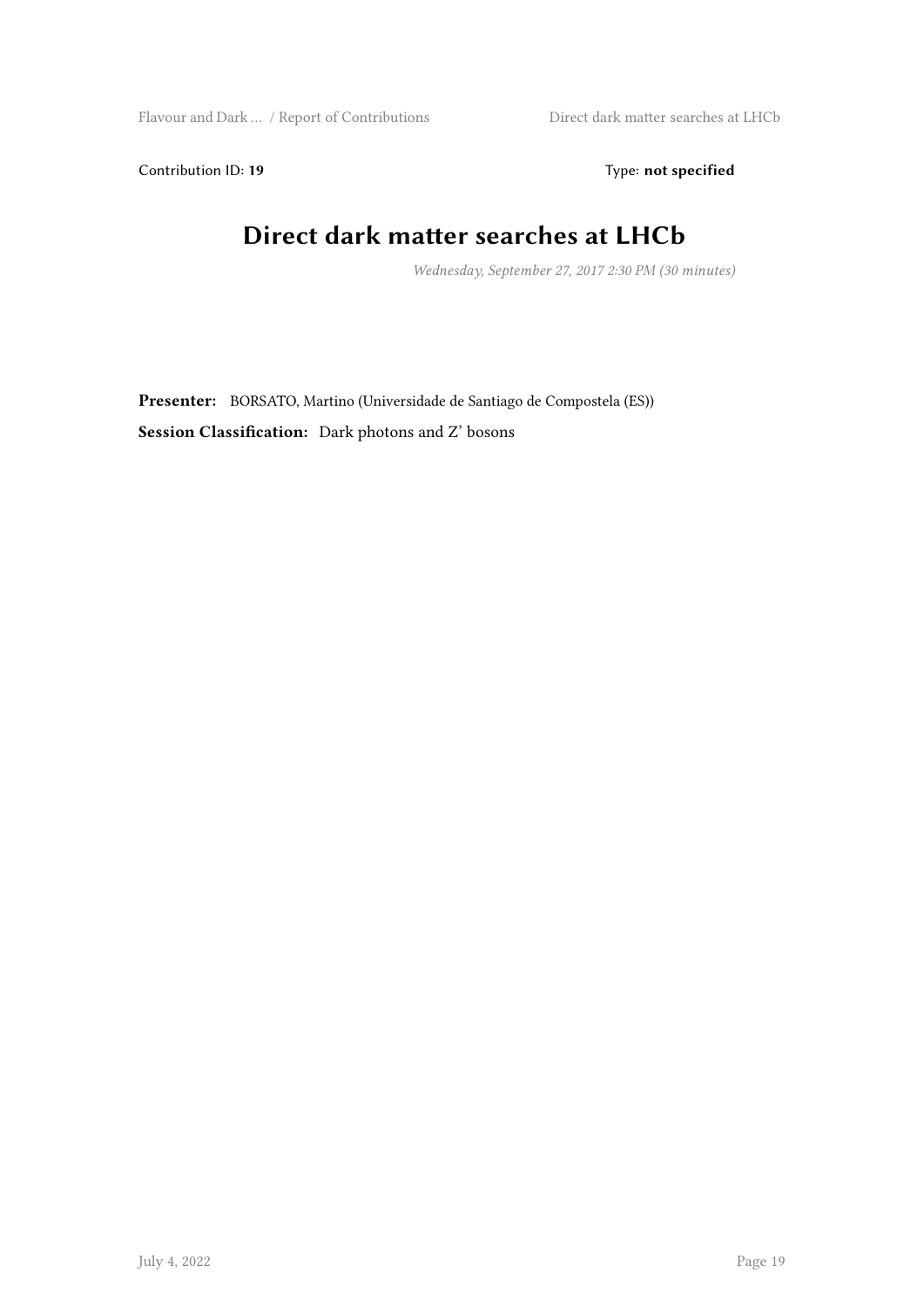Contribution ID: **19** Type: **not specified**

# Direct dark matter searches at LHCb

*Wednesday, September 27, 2017 2:30 PM (30 minutes)*

**Presenter:** BORSATO, Martino (Universidade de Santiago de Compostela (ES))

**Session Classification:** Dark photons and Z' bosons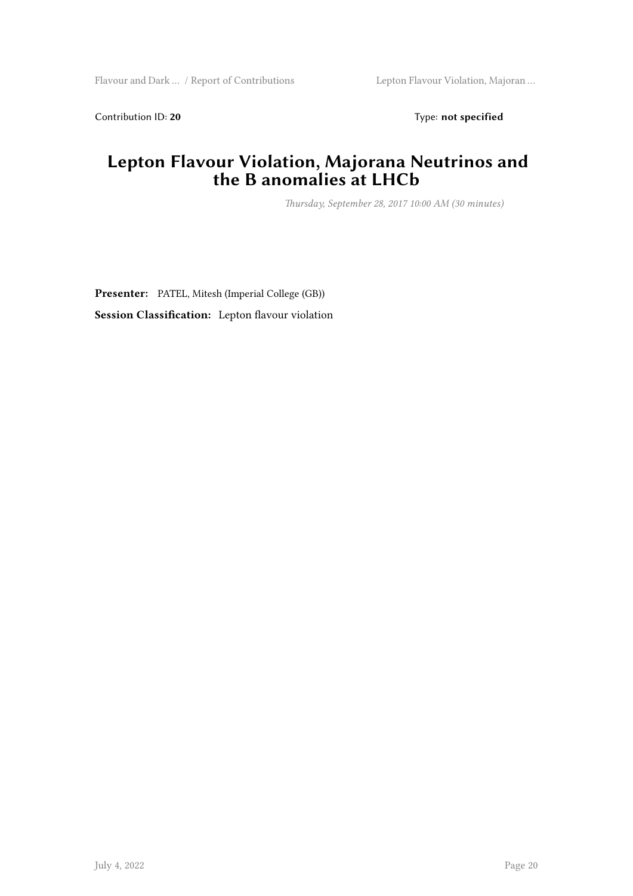Contribution ID: **20** Type: **not specified**

# Lepton Flavour Violation, Majorana Neutrinos and the B anomalies at LHCb

*Thursday, September 28, 2017 10:00 AM (30 minutes)*

**Presenter:** PATEL, Mitesh (Imperial College (GB))

**Session Classification:** Lepton flavour violation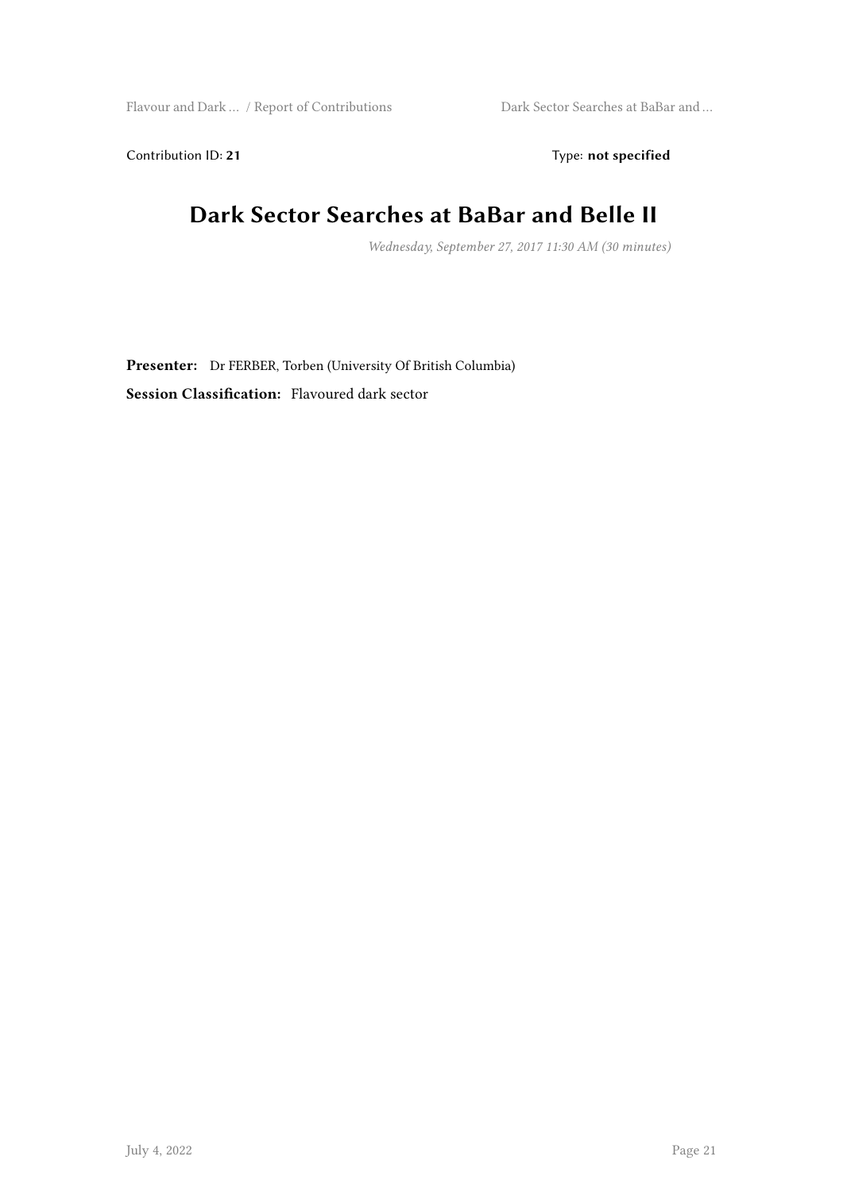Contribution ID: **21** Type: **not specified**

# Dark Sector Searches at BaBar and Belle II

*Wednesday, September 27, 2017 11:30 AM (30 minutes)*

**Presenter:** Dr FERBER, Torben (University Of British Columbia)

**Session Classification:** Flavoured dark sector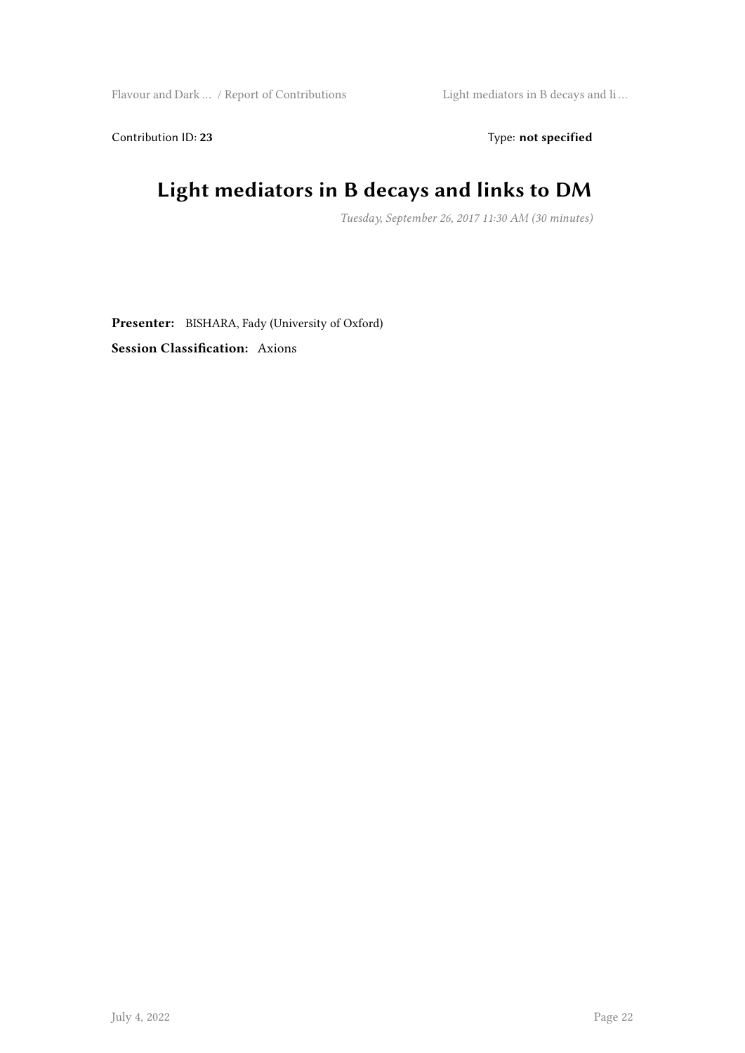Contribution ID: **23** Type: **not specified**

# Light mediators in B decays and links to DM

*Tuesday, September 26, 2017 11:30 AM (30 minutes)*

**Presenter:** BISHARA, Fady (University of Oxford)

**Session Classification:** Axions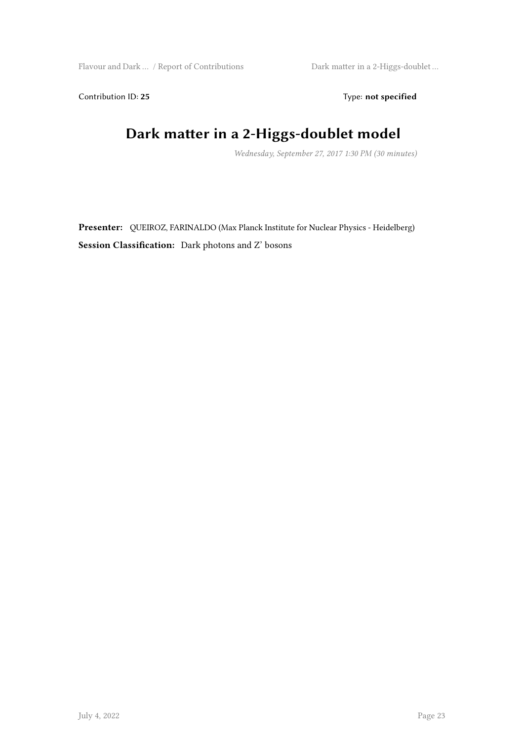Contribution ID: **25** Type: **not specified**

# Dark matter in a 2-Higgs-doublet model

*Wednesday, September 27, 2017 1:30 PM (30 minutes)*

**Presenter:** QUEIROZ, FARINALDO (Max Planck Institute for Nuclear Physics - Heidelberg)

**Session Classification:** Dark photons and Z' bosons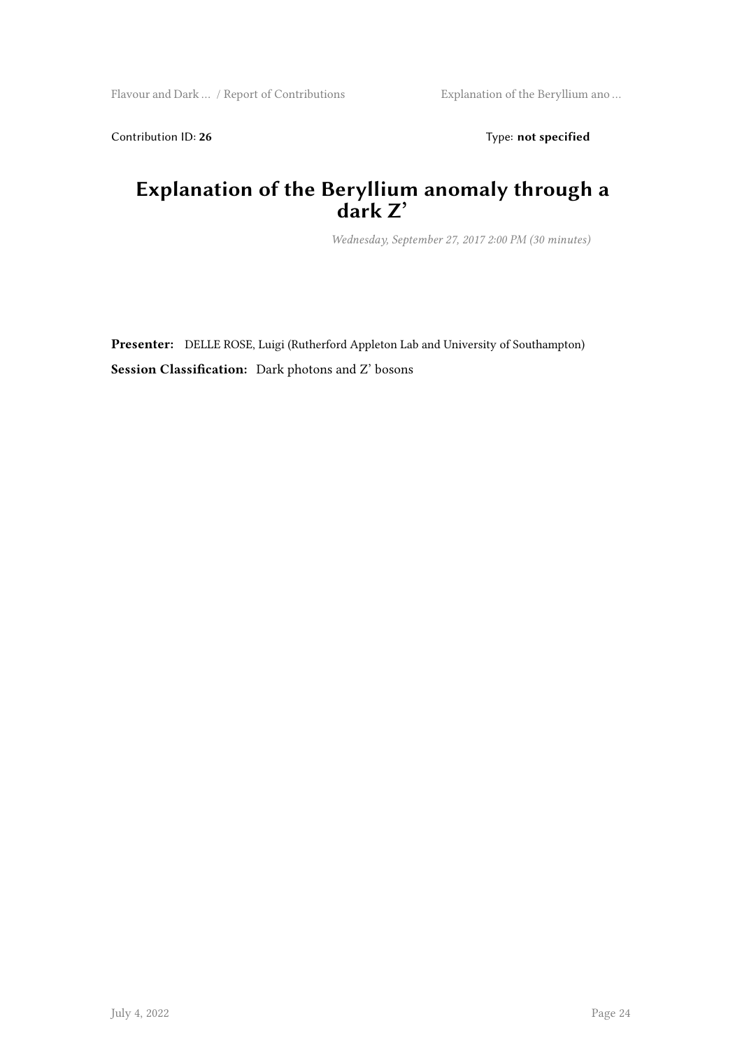Contribution ID: **26** Type: **not specified**

# Explanation of the Beryllium anomaly through a dark Z'

*Wednesday, September 27, 2017 2:00 PM (30 minutes)*

**Presenter:** DELLE ROSE, Luigi (Rutherford Appleton Lab and University of Southampton)

**Session Classification:** Dark photons and Z' bosons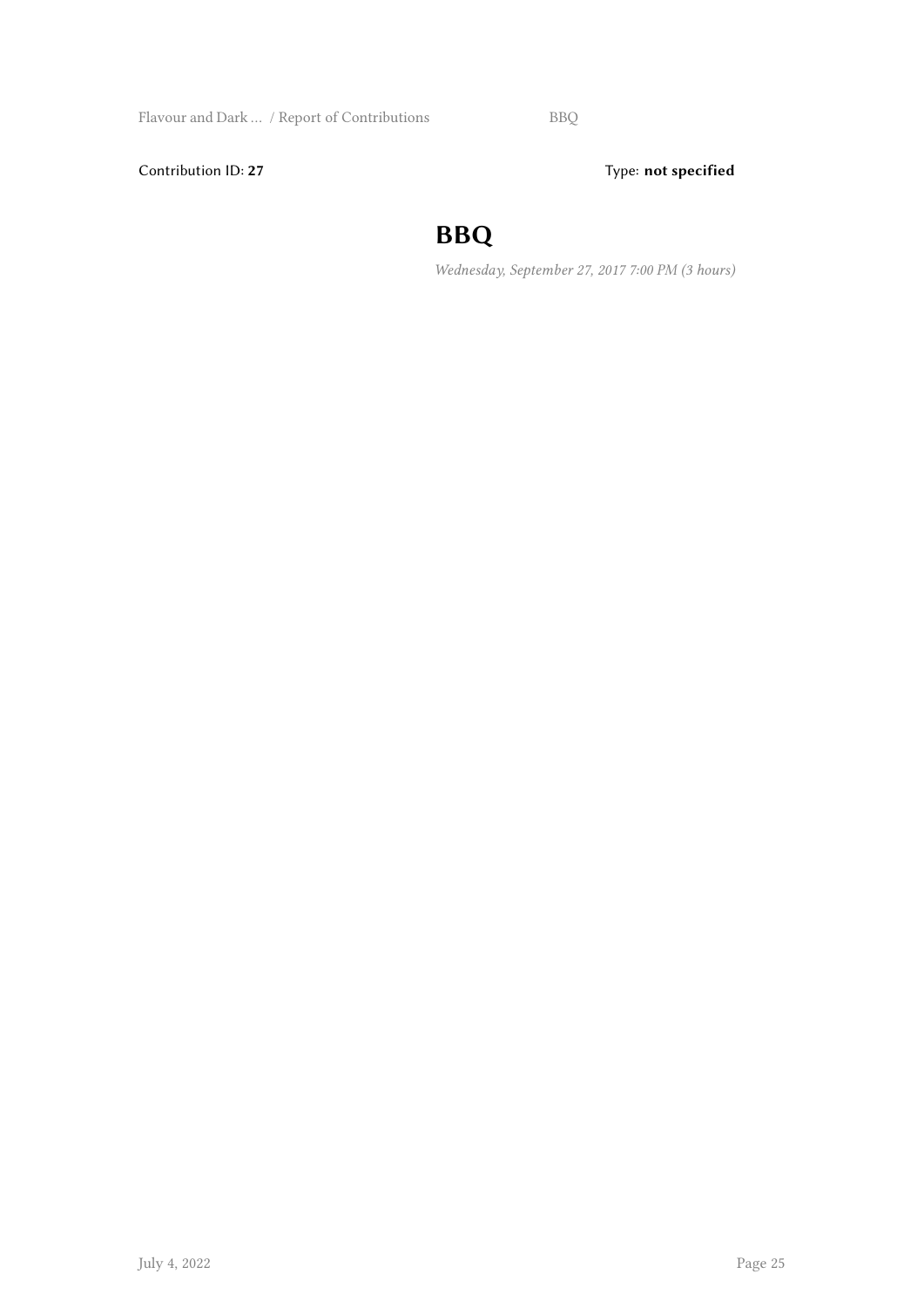Contribution ID: **27**

Type: **not specified**

# BBQ

*Wednesday, September 27, 2017 7:00 PM (3 hours)*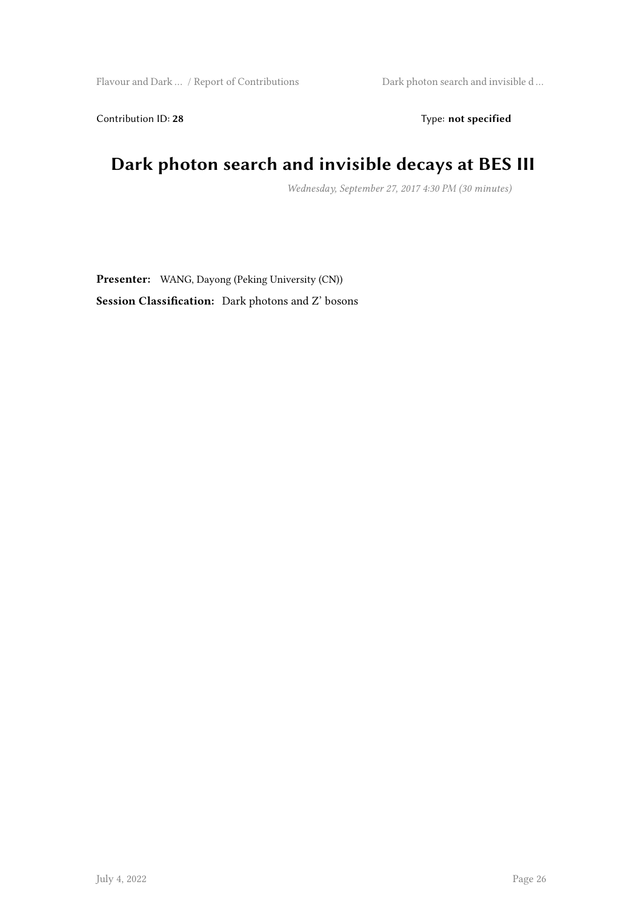Contribution ID: **28** Type: **not specified**

# Dark photon search and invisible decays at BES III

*Wednesday, September 27, 2017 4:30 PM (30 minutes)*

**Presenter:** WANG, Dayong (Peking University (CN))

**Session Classification:** Dark photons and Z' bosons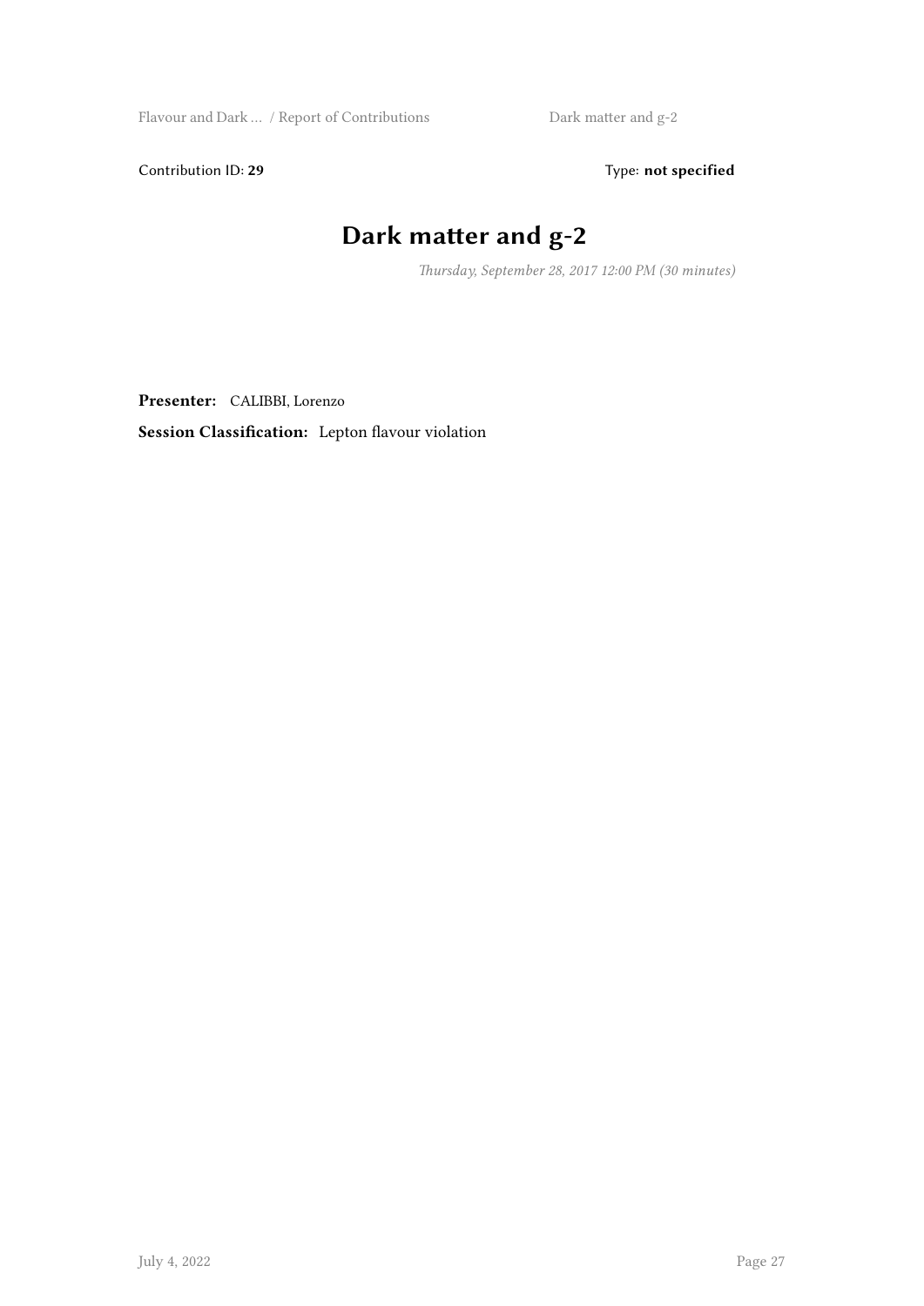Contribution ID: **29** Type: **not specified**

# Dark matter and g-2

*Thursday, September 28, 2017 12:00 PM (30 minutes)*

**Presenter:** CALIBBI, Lorenzo

**Session Classification:** Lepton flavour violation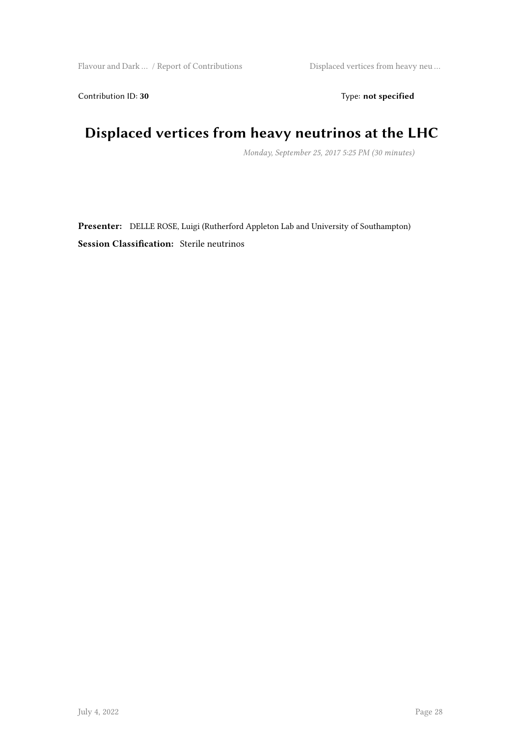Contribution ID: **30** Type: **not specified**

# Displaced vertices from heavy neutrinos at the LHC

*Monday, September 25, 2017 5:25 PM (30 minutes)*

**Presenter:** DELLE ROSE, Luigi (Rutherford Appleton Lab and University of Southampton)

**Session Classification:** Sterile neutrinos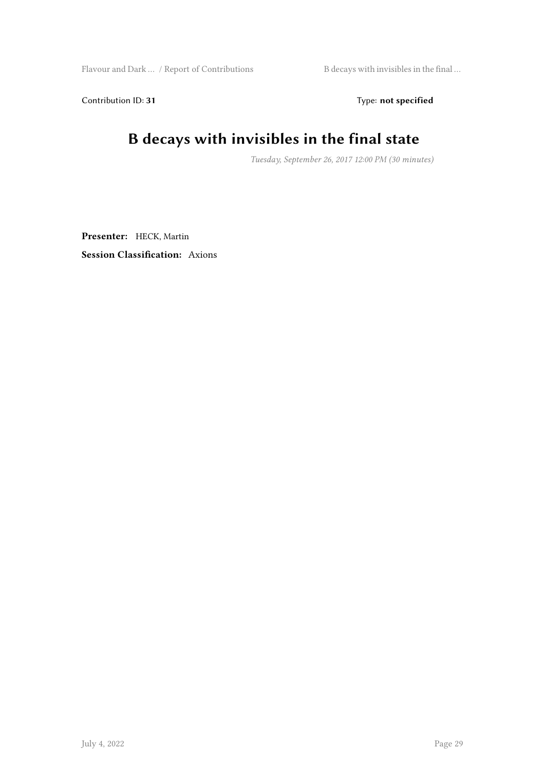Contribution ID: **31** Type: **not specified**

# B decays with invisibles in the final state

*Tuesday, September 26, 2017 12:00 PM (30 minutes)*

**Presenter:** HECK, Martin

**Session Classification:** Axions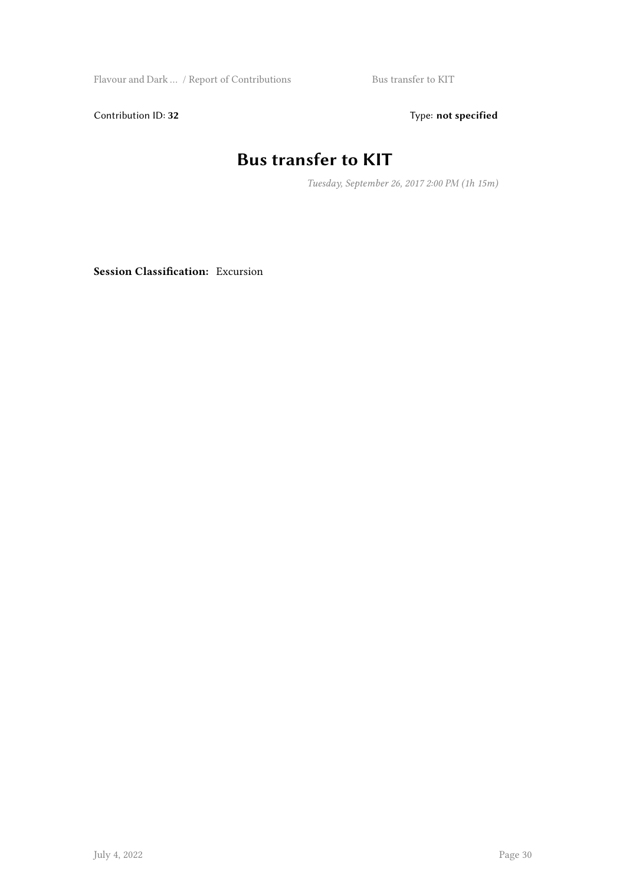Contribution ID: **32** Type: **not specified**

# Bus transfer to KIT

*Tuesday, September 26, 2017 2:00 PM (1h 15m)*

**Session Classification:** Excursion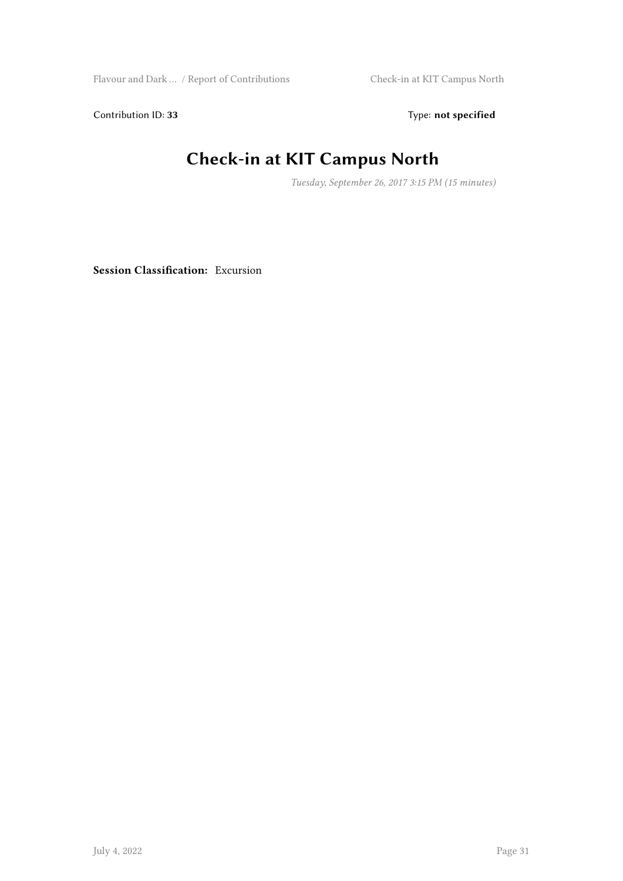Contribution ID: **33** Type: **not specified**

# Check-in at KIT Campus North

*Tuesday, September 26, 2017 3:15 PM (15 minutes)*

**Session Classification:** Excursion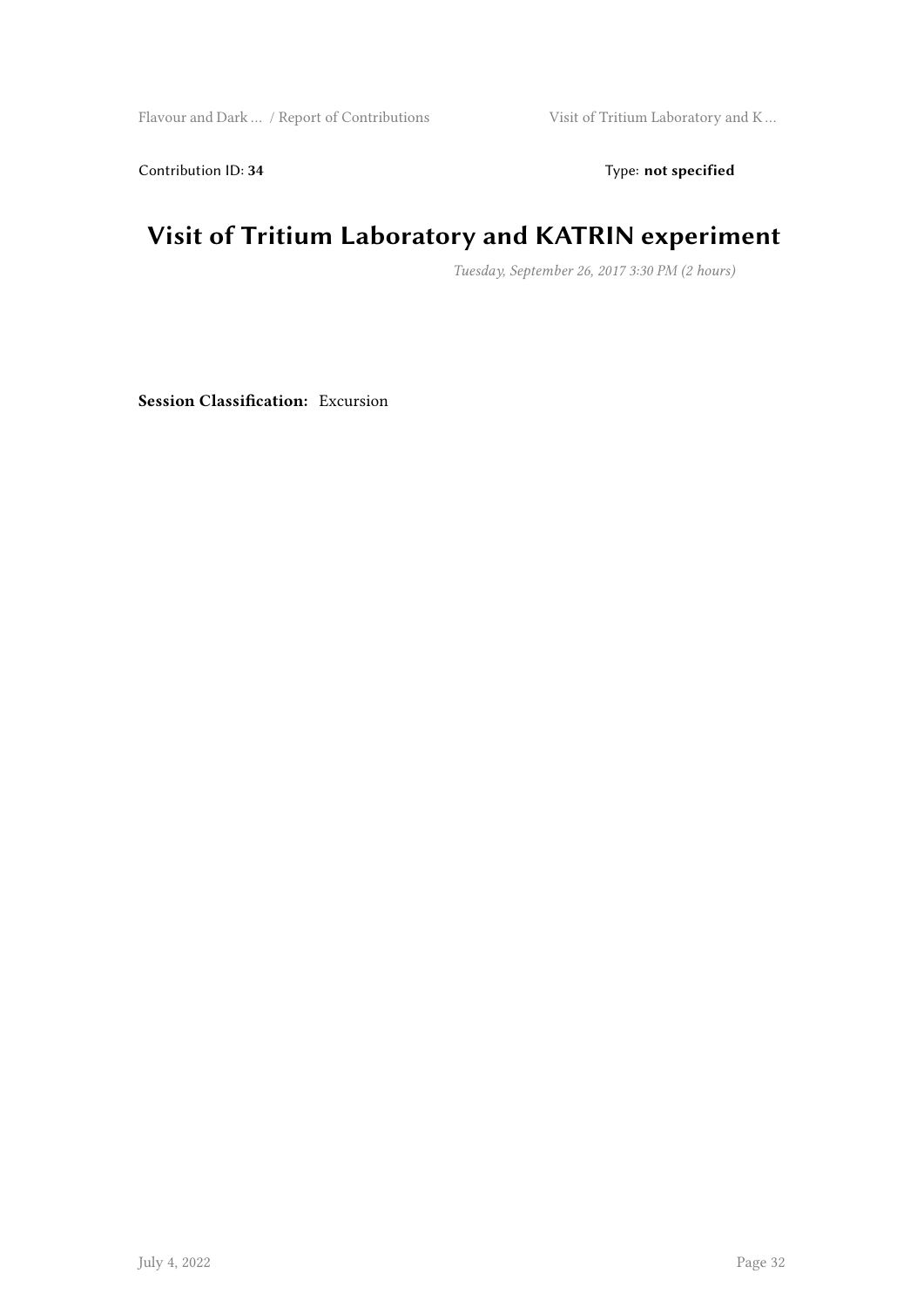Contribution ID: **34** Type: **not specified**

# Visit of Tritium Laboratory and KATRIN experiment

*Tuesday, September 26, 2017 3:30 PM (2 hours)*

**Session Classification:** Excursion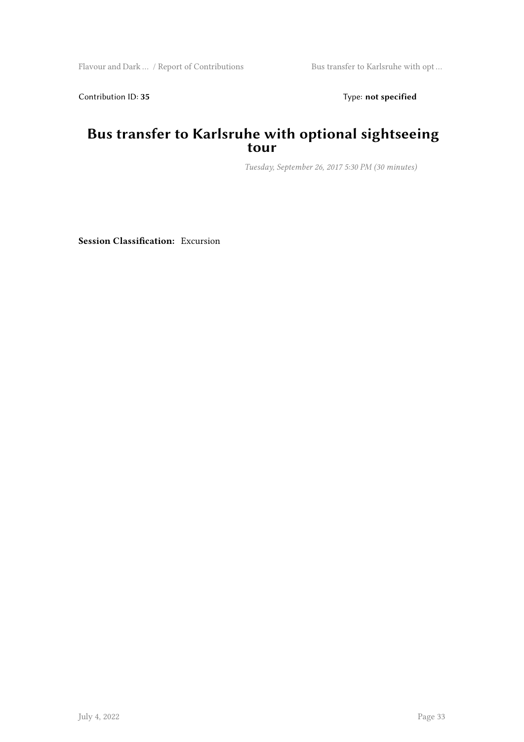Contribution ID: **35** Type: **not specified**

# Bus transfer to Karlsruhe with optional sightseeing tour

*Tuesday, September 26, 2017 5:30 PM (30 minutes)*

**Session Classification:** Excursion